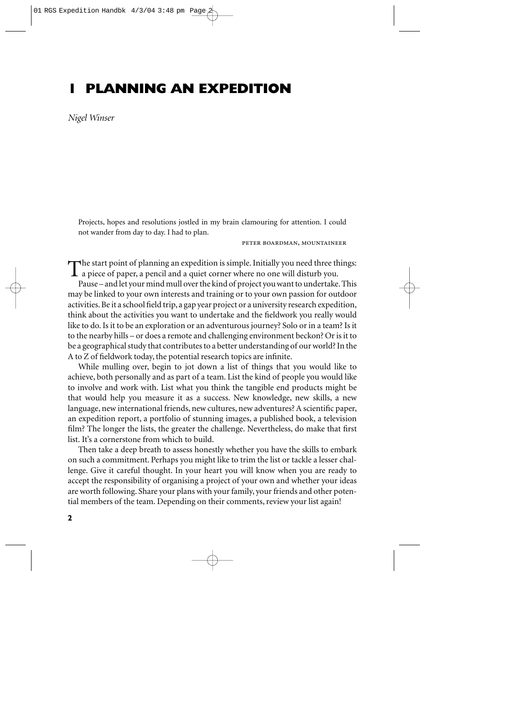# 1 PLANNING AN EXPEDITION

*Nigel Winser*

> Projects, hopes and resolutions jostled in my brain clamouring for attention. I could not wander from day to day. I had to plan.
>
> PETER BOARDMAN, MOUNTAINEER

The start point of planning an expedition is simple. Initially you need three things: a piece of paper, a pencil and a quiet corner where no one will disturb you.

Pause – and let your mind mull over the kind of project you want to undertake. This may be linked to your own interests and training or to your own passion for outdoor activities. Be it a school field trip, a gap year project or a university research expedition, think about the activities you want to undertake and the fieldwork you really would like to do. Is it to be an exploration or an adventurous journey? Solo or in a team? Is it to the nearby hills – or does a remote and challenging environment beckon? Or is it to be a geographical study that contributes to a better understanding of our world? In the A to Z of fieldwork today, the potential research topics are infinite.

While mulling over, begin to jot down a list of things that you would like to achieve, both personally and as part of a team. List the kind of people you would like to involve and work with. List what you think the tangible end products might be that would help you measure it as a success. New knowledge, new skills, a new language, new international friends, new cultures, new adventures? A scientific paper, an expedition report, a portfolio of stunning images, a published book, a television film? The longer the lists, the greater the challenge. Nevertheless, do make that first list. It's a cornerstone from which to build.

Then take a deep breath to assess honestly whether you have the skills to embark on such a commitment. Perhaps you might like to trim the list or tackle a lesser challenge. Give it careful thought. In your heart you will know when you are ready to accept the responsibility of organising a project of your own and whether your ideas are worth following. Share your plans with your family, your friends and other potential members of the team. Depending on their comments, review your list again!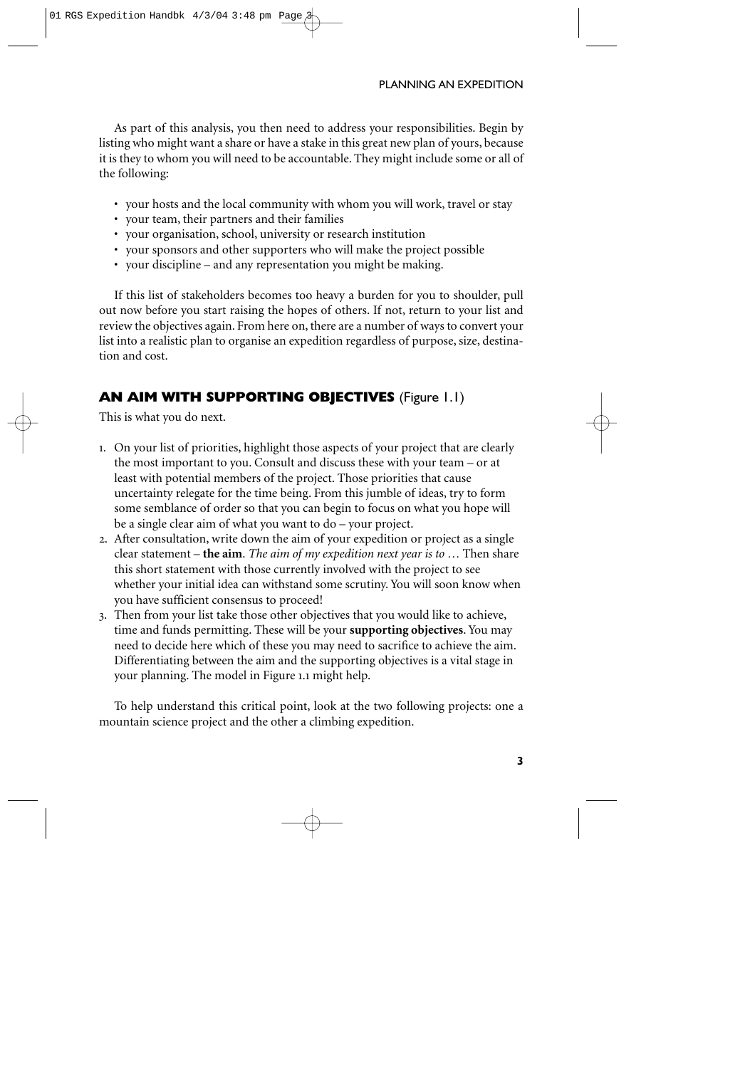As part of this analysis, you then need to address your responsibilities. Begin by listing who might want a share or have a stake in this great new plan of yours, because it is they to whom you will need to be accountable. They might include some or all of the following:

- your hosts and the local community with whom you will work, travel or stay
- your team, their partners and their families
- your organisation, school, university or research institution
- your sponsors and other supporters who will make the project possible
- your discipline – and any representation you might be making.

If this list of stakeholders becomes too heavy a burden for you to shoulder, pull out now before you start raising the hopes of others. If not, return to your list and review the objectives again. From here on, there are a number of ways to convert your list into a realistic plan to organise an expedition regardless of purpose, size, destination and cost.

## AN AIM WITH SUPPORTING OBJECTIVES (Figure 1.1)

This is what you do next.

1. On your list of priorities, highlight those aspects of your project that are clearly the most important to you. Consult and discuss these with your team – or at least with potential members of the project. Those priorities that cause uncertainty relegate for the time being. From this jumble of ideas, try to form some semblance of order so that you can begin to focus on what you hope will be a single clear aim of what you want to do – your project.
2. After consultation, write down the aim of your expedition or project as a single clear statement – **the aim**. *The aim of my expedition next year is to …* Then share this short statement with those currently involved with the project to see whether your initial idea can withstand some scrutiny. You will soon know when you have sufficient consensus to proceed!
3. Then from your list take those other objectives that you would like to achieve, time and funds permitting. These will be your **supporting objectives**. You may need to decide here which of these you may need to sacrifice to achieve the aim. Differentiating between the aim and the supporting objectives is a vital stage in your planning. The model in Figure 1.1 might help.

To help understand this critical point, look at the two following projects: one a mountain science project and the other a climbing expedition.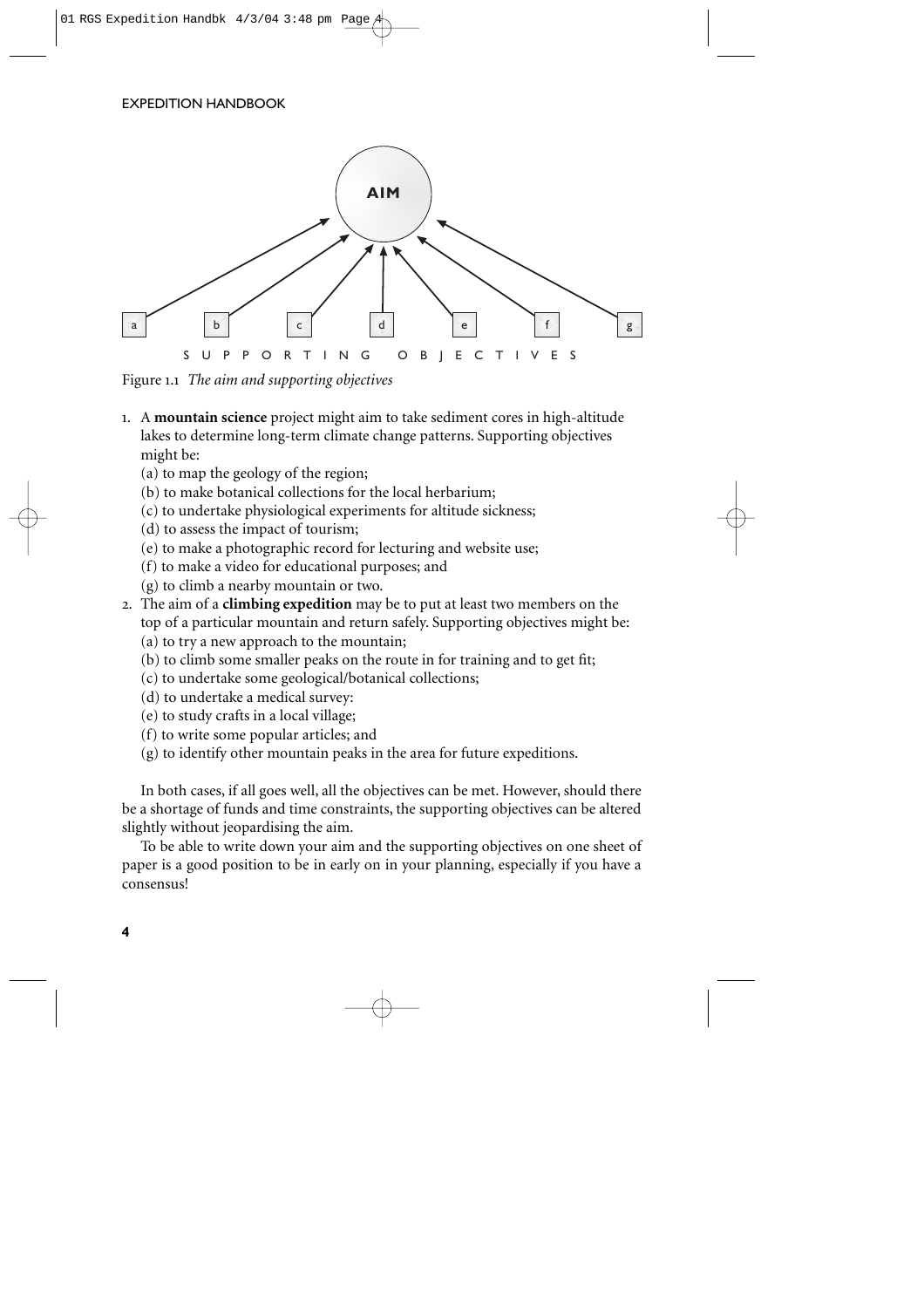Figure 1.1 *The aim and supporting objectives*

1. A **mountain science** project might aim to take sediment cores in high-altitude lakes to determine long-term climate change patterns. Supporting objectives might be:
   (a) to map the geology of the region;
   (b) to make botanical collections for the local herbarium;
   (c) to undertake physiological experiments for altitude sickness;
   (d) to assess the impact of tourism;
   (e) to make a photographic record for lecturing and website use;
   (f) to make a video for educational purposes; and
   (g) to climb a nearby mountain or two.
2. The aim of a **climbing expedition** may be to put at least two members on the top of a particular mountain and return safely. Supporting objectives might be:
   (a) to try a new approach to the mountain;
   (b) to climb some smaller peaks on the route in for training and to get fit;
   (c) to undertake some geological/botanical collections;
   (d) to undertake a medical survey:
   (e) to study crafts in a local village;
   (f) to write some popular articles; and
   (g) to identify other mountain peaks in the area for future expeditions.

In both cases, if all goes well, all the objectives can be met. However, should there be a shortage of funds and time constraints, the supporting objectives can be altered slightly without jeopardising the aim.

To be able to write down your aim and the supporting objectives on one sheet of paper is a good position to be in early on in your planning, especially if you have a consensus!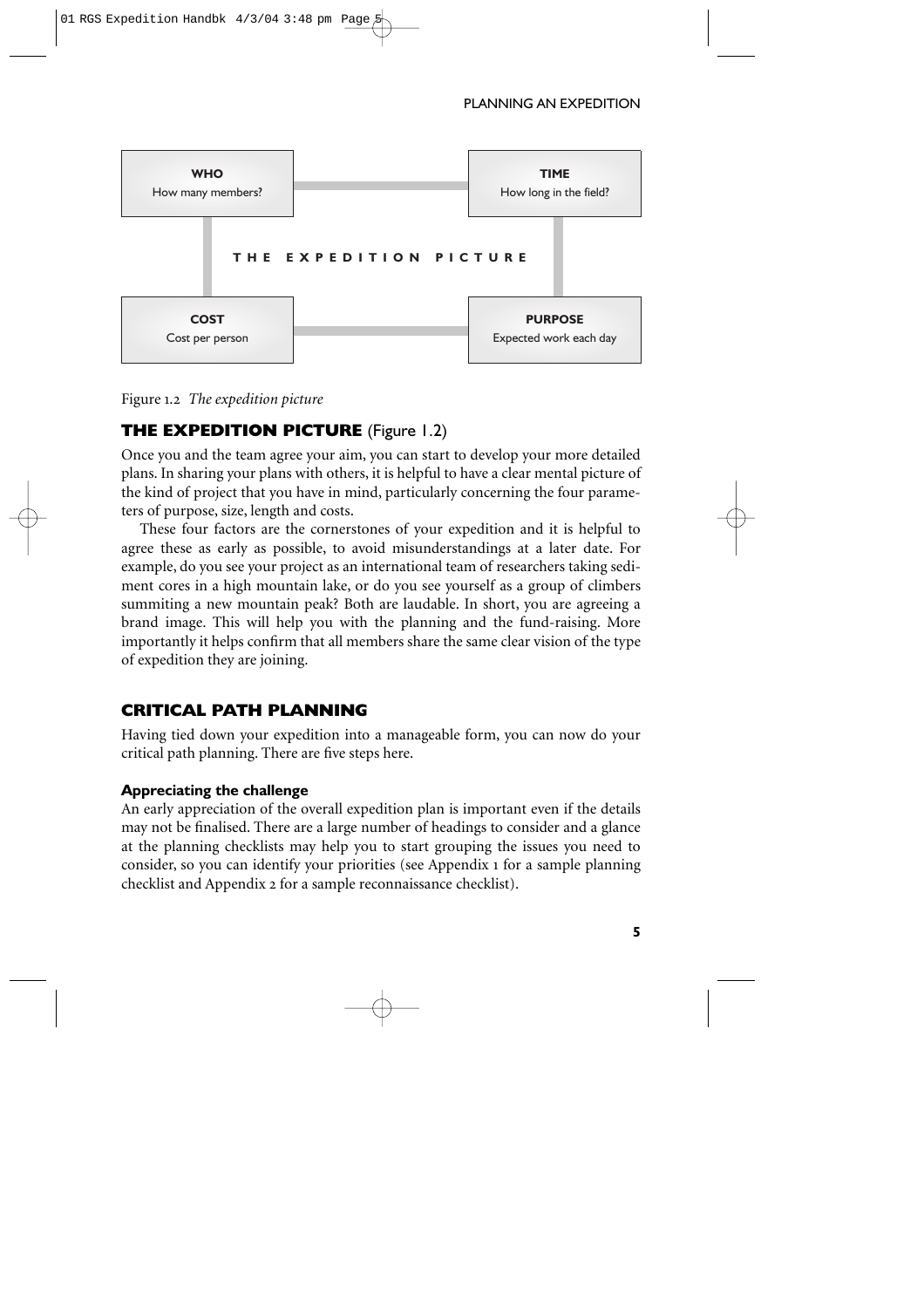| WHO<br>How many members? | | TIME<br>How long in the field? |
|---|---|---|
| | THE EXPEDITION PICTURE | |
| COST<br>Cost per person | | PURPOSE<br>Expected work each day |

Figure 1.2 *The expedition picture*

## THE EXPEDITION PICTURE (Figure 1.2)

Once you and the team agree your aim, you can start to develop your more detailed plans. In sharing your plans with others, it is helpful to have a clear mental picture of the kind of project that you have in mind, particularly concerning the four parameters of purpose, size, length and costs.

These four factors are the cornerstones of your expedition and it is helpful to agree these as early as possible, to avoid misunderstandings at a later date. For example, do you see your project as an international team of researchers taking sediment cores in a high mountain lake, or do you see yourself as a group of climbers summiting a new mountain peak? Both are laudable. In short, you are agreeing a brand image. This will help you with the planning and the fund-raising. More importantly it helps confirm that all members share the same clear vision of the type of expedition they are joining.

## CRITICAL PATH PLANNING

Having tied down your expedition into a manageable form, you can now do your critical path planning. There are five steps here.

### Appreciating the challenge

An early appreciation of the overall expedition plan is important even if the details may not be finalised. There are a large number of headings to consider and a glance at the planning checklists may help you to start grouping the issues you need to consider, so you can identify your priorities (see Appendix 1 for a sample planning checklist and Appendix 2 for a sample reconnaissance checklist).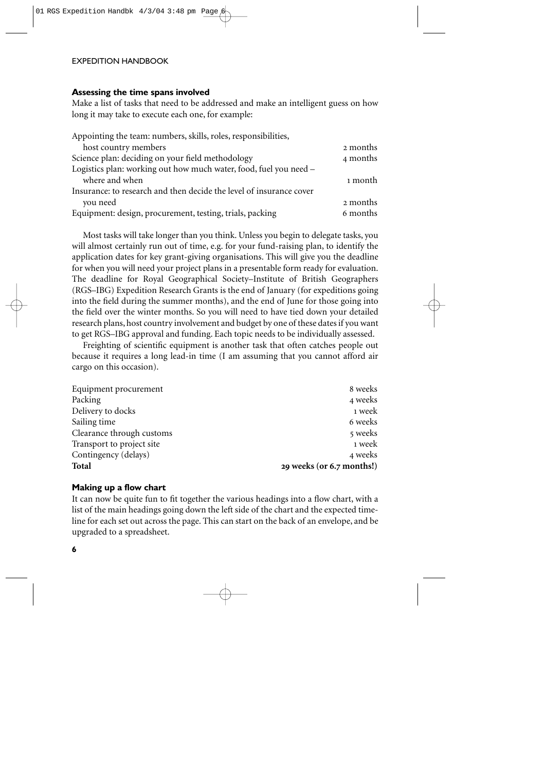### Assessing the time spans involved

Make a list of tasks that need to be addressed and make an intelligent guess on how long it may take to execute each one, for example:

| Task | Time |
|---|---|
| Appointing the team: numbers, skills, roles, responsibilities, host country members | 2 months |
| Science plan: deciding on your field methodology | 4 months |
| Logistics plan: working out how much water, food, fuel you need – where and when | 1 month |
| Insurance: to research and then decide the level of insurance cover you need | 2 months |
| Equipment: design, procurement, testing, trials, packing | 6 months |

Most tasks will take longer than you think. Unless you begin to delegate tasks, you will almost certainly run out of time, e.g. for your fund-raising plan, to identify the application dates for key grant-giving organisations. This will give you the deadline for when you will need your project plans in a presentable form ready for evaluation. The deadline for Royal Geographical Society–Institute of British Geographers (RGS–IBG) Expedition Research Grants is the end of January (for expeditions going into the field during the summer months), and the end of June for those going into the field over the winter months. So you will need to have tied down your detailed research plans, host country involvement and budget by one of these dates if you want to get RGS–IBG approval and funding. Each topic needs to be individually assessed.

Freighting of scientific equipment is another task that often catches people out because it requires a long lead-in time (I am assuming that you cannot afford air cargo on this occasion).

| Task | Time |
|---|---|
| Equipment procurement | 8 weeks |
| Packing | 4 weeks |
| Delivery to docks | 1 week |
| Sailing time | 6 weeks |
| Clearance through customs | 5 weeks |
| Transport to project site | 1 week |
| Contingency (delays) | 4 weeks |
| **Total** | **29 weeks (or 6.7 months!)** |

### Making up a flow chart

It can now be quite fun to fit together the various headings into a flow chart, with a list of the main headings going down the left side of the chart and the expected timeline for each set out across the page. This can start on the back of an envelope, and be upgraded to a spreadsheet.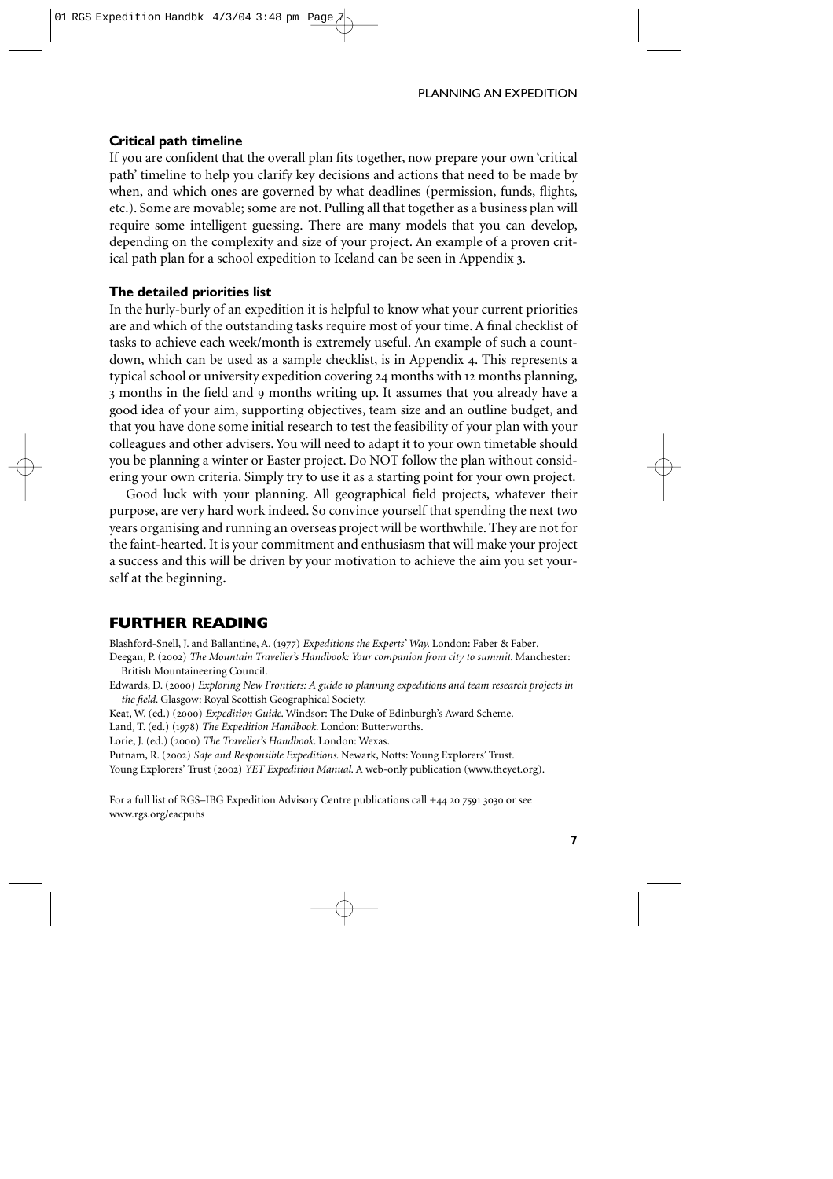### Critical path timeline

If you are confident that the overall plan fits together, now prepare your own 'critical path' timeline to help you clarify key decisions and actions that need to be made by when, and which ones are governed by what deadlines (permission, funds, flights, etc.). Some are movable; some are not. Pulling all that together as a business plan will require some intelligent guessing. There are many models that you can develop, depending on the complexity and size of your project. An example of a proven critical path plan for a school expedition to Iceland can be seen in Appendix 3.

### The detailed priorities list

In the hurly-burly of an expedition it is helpful to know what your current priorities are and which of the outstanding tasks require most of your time. A final checklist of tasks to achieve each week/month is extremely useful. An example of such a countdown, which can be used as a sample checklist, is in Appendix 4. This represents a typical school or university expedition covering 24 months with 12 months planning, 3 months in the field and 9 months writing up. It assumes that you already have a good idea of your aim, supporting objectives, team size and an outline budget, and that you have done some initial research to test the feasibility of your plan with your colleagues and other advisers. You will need to adapt it to your own timetable should you be planning a winter or Easter project. Do NOT follow the plan without considering your own criteria. Simply try to use it as a starting point for your own project.

Good luck with your planning. All geographical field projects, whatever their purpose, are very hard work indeed. So convince yourself that spending the next two years organising and running an overseas project will be worthwhile. They are not for the faint-hearted. It is your commitment and enthusiasm that will make your project a success and this will be driven by your motivation to achieve the aim you set yourself at the beginning.

## FURTHER READING

Blashford-Snell, J. and Ballantine, A. (1977) *Expeditions the Experts' Way*. London: Faber & Faber.

Deegan, P. (2002) *The Mountain Traveller's Handbook: Your companion from city to summit*. Manchester: British Mountaineering Council.

Edwards, D. (2000) *Exploring New Frontiers: A guide to planning expeditions and team research projects in the field*. Glasgow: Royal Scottish Geographical Society.

Keat, W. (ed.) (2000) *Expedition Guide*. Windsor: The Duke of Edinburgh's Award Scheme.

Land, T. (ed.) (1978) *The Expedition Handbook*. London: Butterworths.

Lorie, J. (ed.) (2000) *The Traveller's Handbook*. London: Wexas.

Putnam, R. (2002) *Safe and Responsible Expeditions*. Newark, Notts: Young Explorers' Trust.

Young Explorers' Trust (2002) *YET Expedition Manual*. A web-only publication (www.theyet.org).

For a full list of RGS–IBG Expedition Advisory Centre publications call +44 20 7591 3030 or see www.rgs.org/eacpubs